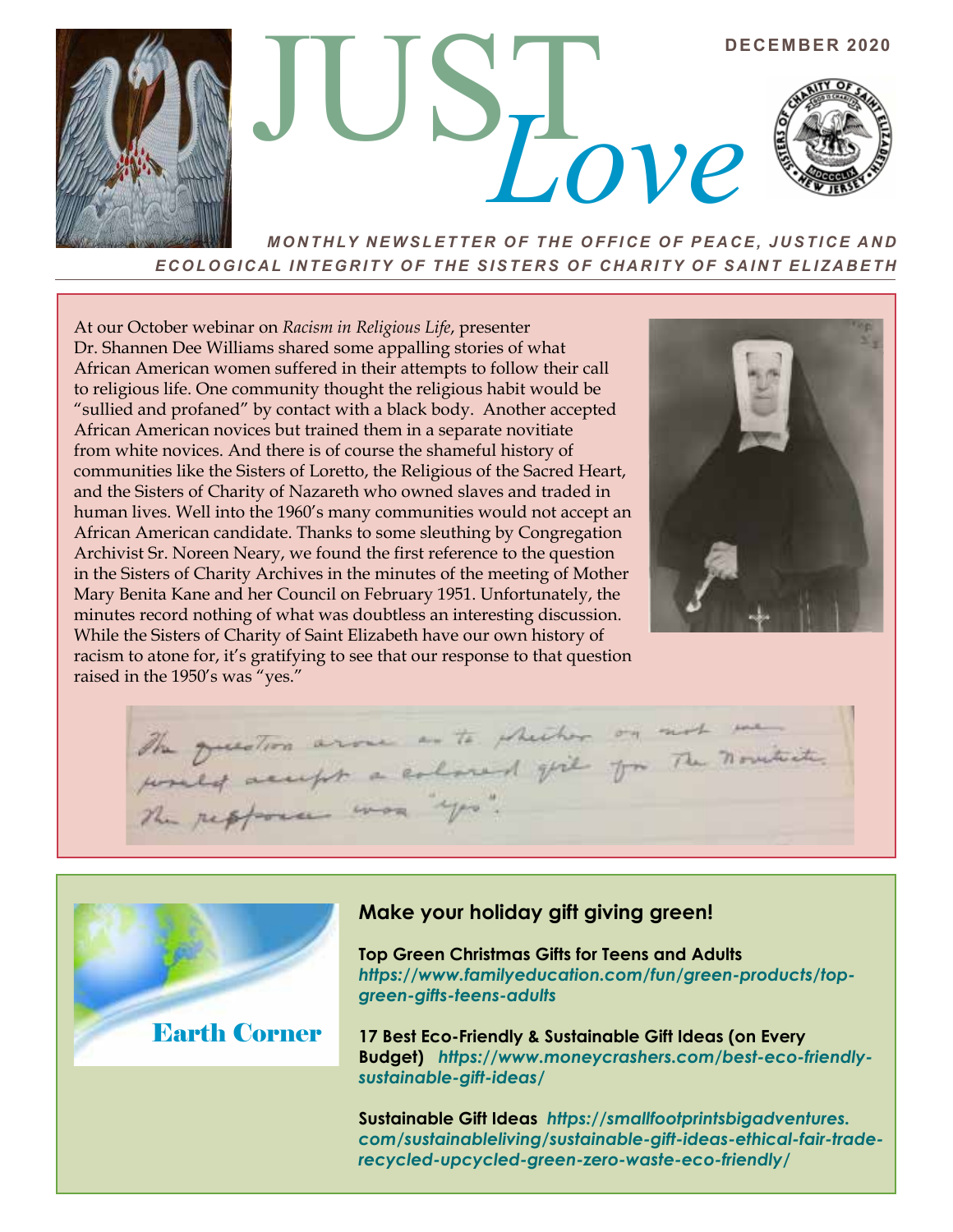# JUST *Love*

**DECEMBER 2020**

***MONTHLY NEWSLETTER OF THE OFFICE OF PEACE, JUSTICE AND ECOLOGICAL INTEGRITY OF THE SISTERS OF CHARITY OF SAINT ELIZABETH***

At our October webinar on *Racism in Religious Life*, presenter Dr. Shannen Dee Williams shared some appalling stories of what African American women suffered in their attempts to follow their call to religious life. One community thought the religious habit would be "sullied and profaned" by contact with a black body. Another accepted African American novices but trained them in a separate novitiate from white novices. And there is of course the shameful history of communities like the Sisters of Loretto, the Religious of the Sacred Heart, and the Sisters of Charity of Nazareth who owned slaves and traded in human lives. Well into the 1960's many communities would not accept an African American candidate. Thanks to some sleuthing by Congregation Archivist Sr. Noreen Neary, we found the first reference to the question in the Sisters of Charity Archives in the minutes of the meeting of Mother Mary Benita Kane and her Council on February 1951. Unfortunately, the minutes record nothing of what was doubtless an interesting discussion. While the Sisters of Charity of Saint Elizabeth have our own history of racism to atone for, it's gratifying to see that our response to that question raised in the 1950's was "yes."

*The question arose as to whether or not we would accept a colored girl for the Novitiate. The response was "yes".*

## Earth Corner

### Make your holiday gift giving green!

**Top Green Christmas Gifts for Teens and Adults**
***https://www.familyeducation.com/fun/green-products/top-green-gifts-teens-adults***

**17 Best Eco-Friendly & Sustainable Gift Ideas (on Every Budget)** ***https://www.moneycrashers.com/best-eco-friendly-sustainable-gift-ideas/***

**Sustainable Gift Ideas** ***https://smallfootprintsbigadventures.com/sustainableliving/sustainable-gift-ideas-ethical-fair-trade-recycled-upcycled-green-zero-waste-eco-friendly/***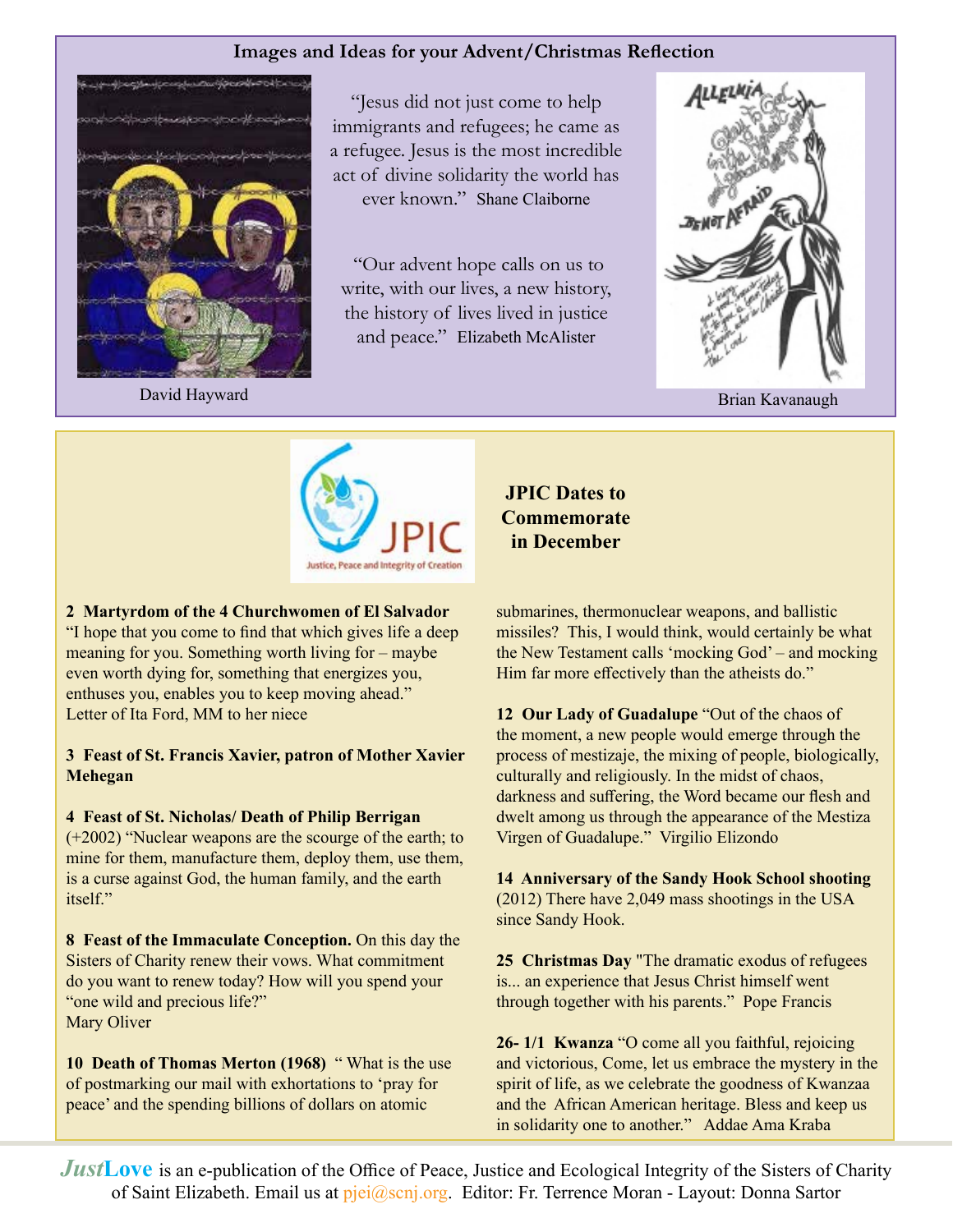## Images and Ideas for your Advent/Christmas Reflection

David Hayward

"Jesus did not just come to help immigrants and refugees; he came as a refugee. Jesus is the most incredible act of divine solidarity the world has ever known." Shane Claiborne

"Our advent hope calls on us to write, with our lives, a new history, the history of lives lived in justice and peace." Elizabeth McAlister

Brian Kavanaugh

## JPIC Dates to Commemorate in December

**2 Martyrdom of the 4 Churchwomen of El Salvador** "I hope that you come to find that which gives life a deep meaning for you. Something worth living for – maybe even worth dying for, something that energizes you, enthuses you, enables you to keep moving ahead." Letter of Ita Ford, MM to her niece

**3 Feast of St. Francis Xavier, patron of Mother Xavier Mehegan**

**4 Feast of St. Nicholas/ Death of Philip Berrigan** (+2002) "Nuclear weapons are the scourge of the earth; to mine for them, manufacture them, deploy them, use them, is a curse against God, the human family, and the earth itself."

**8 Feast of the Immaculate Conception.** On this day the Sisters of Charity renew their vows. What commitment do you want to renew today? How will you spend your "one wild and precious life?" Mary Oliver

**10 Death of Thomas Merton (1968)** " What is the use of postmarking our mail with exhortations to 'pray for peace' and the spending billions of dollars on atomic submarines, thermonuclear weapons, and ballistic missiles? This, I would think, would certainly be what the New Testament calls 'mocking God' – and mocking Him far more effectively than the atheists do."

**12 Our Lady of Guadalupe** "Out of the chaos of the moment, a new people would emerge through the process of mestizaje, the mixing of people, biologically, culturally and religiously. In the midst of chaos, darkness and suffering, the Word became our flesh and dwelt among us through the appearance of the Mestiza Virgen of Guadalupe." Virgilio Elizondo

**14 Anniversary of the Sandy Hook School shooting** (2012) There have 2,049 mass shootings in the USA since Sandy Hook.

**25 Christmas Day** "The dramatic exodus of refugees is... an experience that Jesus Christ himself went through together with his parents." Pope Francis

**26- 1/1 Kwanza** "O come all you faithful, rejoicing and victorious, Come, let us embrace the mystery in the spirit of life, as we celebrate the goodness of Kwanzaa and the African American heritage. Bless and keep us in solidarity one to another." Addae Ama Kraba

*Just***Love** is an e-publication of the Office of Peace, Justice and Ecological Integrity of the Sisters of Charity of Saint Elizabeth. Email us at pjei@scnj.org. Editor: Fr. Terrence Moran - Layout: Donna Sartor